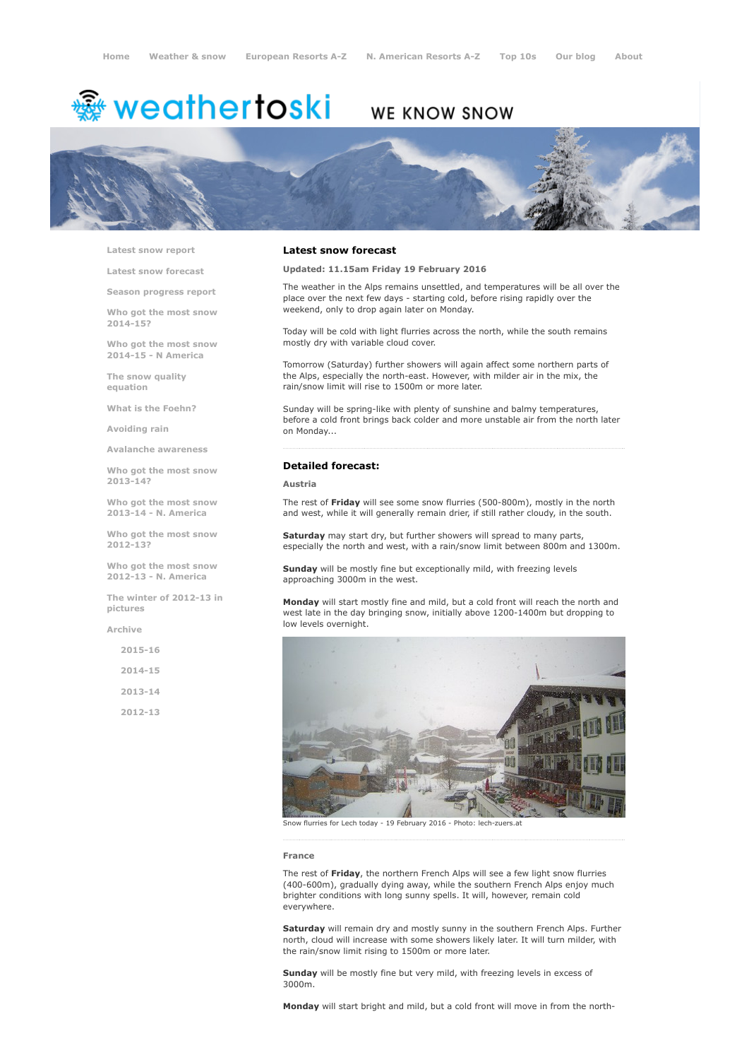Home Weather & snow European Resorts A-Z N. American Resorts A-Z Top 10s Our blog About

weathertoski WE KNOW SNOW

- Latest snow report
- Latest snow forecast
- Season progress report
- Who got the most snow 2014-15?
- Who got the most snow 2014-15 - N America
- The snow quality equation
- What is the Foehn?
- Avoiding rain
- Avalanche awareness
- Who got the most snow 2013-14?
- Who got the most snow 2013-14 - N. America
- Who got the most snow 2012-13?
- Who got the most snow 2012-13 - N. America
- The winter of 2012-13 in pictures
- Archive
  - 2015-16
  - 2014-15
  - 2013-14
  - 2012-13

## Latest snow forecast

**Updated: 11.15am Friday 19 February 2016**

The weather in the Alps remains unsettled, and temperatures will be all over the place over the next few days - starting cold, before rising rapidly over the weekend, only to drop again later on Monday.

Today will be cold with light flurries across the north, while the south remains mostly dry with variable cloud cover.

Tomorrow (Saturday) further showers will again affect some northern parts of the Alps, especially the north-east. However, with milder air in the mix, the rain/snow limit will rise to 1500m or more later.

Sunday will be spring-like with plenty of sunshine and balmy temperatures, before a cold front brings back colder and more unstable air from the north later on Monday...

## Detailed forecast:

### Austria

The rest of **Friday** will see some snow flurries (500-800m), mostly in the north and west, while it will generally remain drier, if still rather cloudy, in the south.

**Saturday** may start dry, but further showers will spread to many parts, especially the north and west, with a rain/snow limit between 800m and 1300m.

**Sunday** will be mostly fine but exceptionally mild, with freezing levels approaching 3000m in the west.

**Monday** will start mostly fine and mild, but a cold front will reach the north and west late in the day bringing snow, initially above 1200-1400m but dropping to low levels overnight.

Snow flurries for Lech today - 19 February 2016 - Photo: lech-zuers.at

### France

The rest of **Friday**, the northern French Alps will see a few light snow flurries (400-600m), gradually dying away, while the southern French Alps enjoy much brighter conditions with long sunny spells. It will, however, remain cold everywhere.

**Saturday** will remain dry and mostly sunny in the southern French Alps. Further north, cloud will increase with some showers likely later. It will turn milder, with the rain/snow limit rising to 1500m or more later.

**Sunday** will be mostly fine but very mild, with freezing levels in excess of 3000m.

**Monday** will start bright and mild, but a cold front will move in from the north-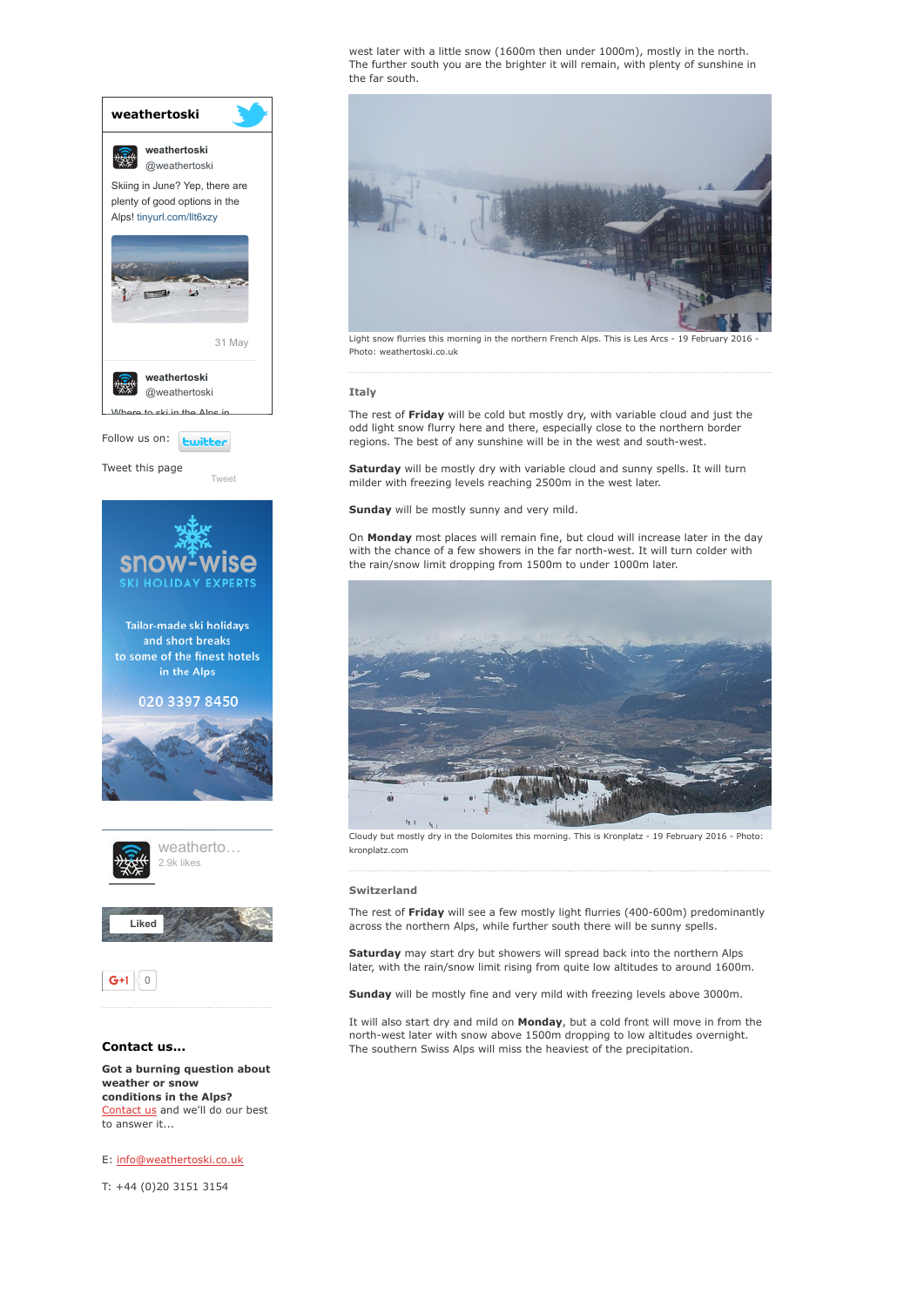west later with a little snow (1600m then under 1000m), mostly in the north. The further south you are the brighter it will remain, with plenty of sunshine in the far south.

Light snow flurries this morning in the northern French Alps. This is Les Arcs - 19 February 2016 - Photo: weathertoski.co.uk

### Italy

The rest of **Friday** will be cold but mostly dry, with variable cloud and just the odd light snow flurry here and there, especially close to the northern border regions. The best of any sunshine will be in the west and south-west.

**Saturday** will be mostly dry with variable cloud and sunny spells. It will turn milder with freezing levels reaching 2500m in the west later.

**Sunday** will be mostly sunny and very mild.

On **Monday** most places will remain fine, but cloud will increase later in the day with the chance of a few showers in the far north-west. It will turn colder with the rain/snow limit dropping from 1500m to under 1000m later.

Cloudy but mostly dry in the Dolomites this morning. This is Kronplatz - 19 February 2016 - Photo: kronplatz.com

### Switzerland

The rest of **Friday** will see a few mostly light flurries (400-600m) predominantly across the northern Alps, while further south there will be sunny spells.

**Saturday** may start dry but showers will spread back into the northern Alps later, with the rain/snow limit rising from quite low altitudes to around 1600m.

**Sunday** will be mostly fine and very mild with freezing levels above 3000m.

It will also start dry and mild on **Monday**, but a cold front will move in from the north-west later with snow above 1500m dropping to low altitudes overnight. The southern Swiss Alps will miss the heaviest of the precipitation.

**weathertoski**

weathertoski @weathertoski

Skiing in June? Yep, there are plenty of good options in the Alps! tinyurl.com/llt6xzy

31 May

weathertoski @weathertoski

Where to ski in the Alps in...

Follow us on: twitter

Tweet this page

Tweet

snow-wise SKI HOLIDAY EXPERTS

Tailor-made ski holidays and short breaks to some of the finest hotels in the Alps

020 3397 8450

weatherto... 2.9k likes

Liked

G+1 0

### Contact us...

**Got a burning question about weather or snow conditions in the Alps?** Contact us and we'll do our best to answer it...

E: info@weathertoski.co.uk

T: +44 (0)20 3151 3154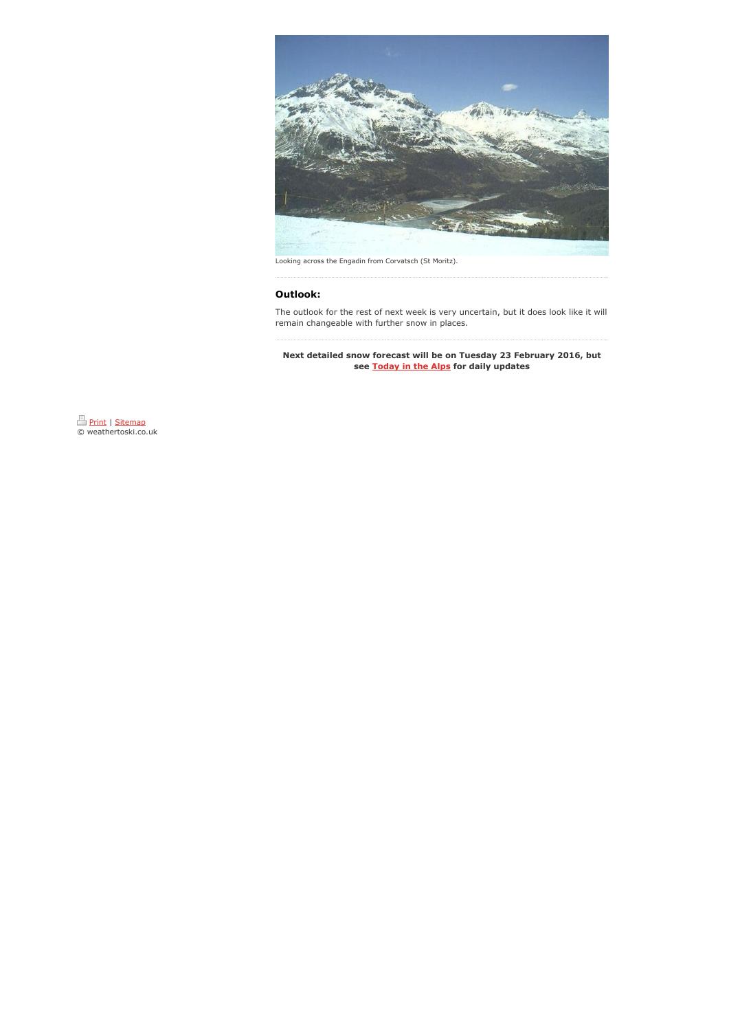Looking across the Engadin from Corvatsch (St Moritz).

### Outlook:

The outlook for the rest of next week is very uncertain, but it does look like it will remain changeable with further snow in places.

**Next detailed snow forecast will be on Tuesday 23 February 2016, but see Today in the Alps for daily updates**

Print | Sitemap
© weathertoski.co.uk